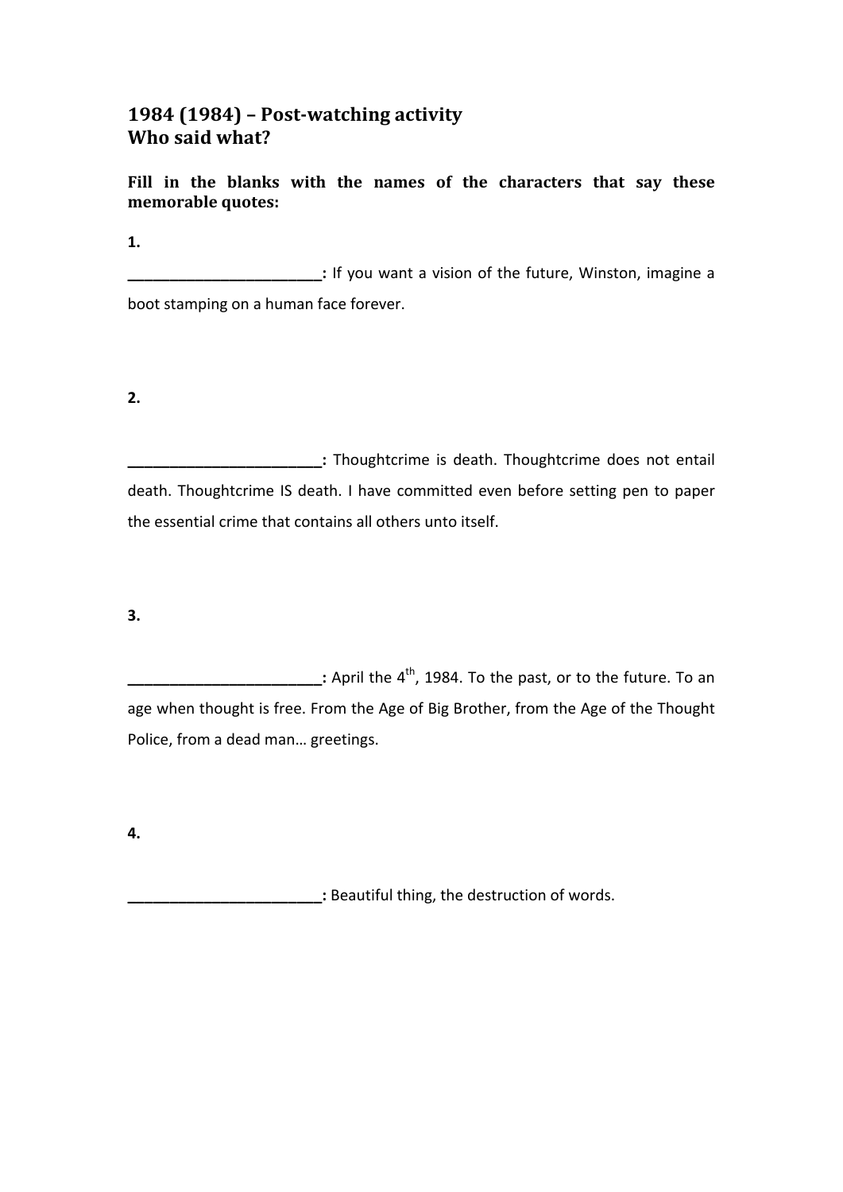# 1984 (1984) – Post-watching activity
## Who said what?

**Fill in the blanks with the names of the characters that say these memorable quotes:**

**1.**

**________________________:** If you want a vision of the future, Winston, imagine a boot stamping on a human face forever.

**2.**

**________________________:** Thoughtcrime is death. Thoughtcrime does not entail death. Thoughtcrime IS death. I have committed even before setting pen to paper the essential crime that contains all others unto itself.

**3.**

**________________________:** April the $4^{th}$, 1984. To the past, or to the future. To an age when thought is free. From the Age of Big Brother, from the Age of the Thought Police, from a dead man… greetings.

**4.**

**________________________:** Beautiful thing, the destruction of words.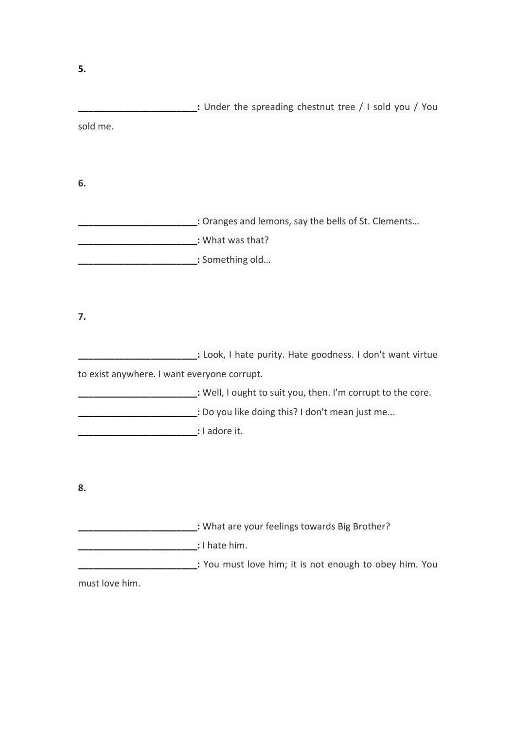**5.**

**_______________________:** Under the spreading chestnut tree / I sold you / You sold me.

**6.**

**_______________________:** Oranges and lemons, say the bells of St. Clements…

**_______________________:** What was that?

**_______________________:** Something old…

**7.**

**_______________________:** Look, I hate purity. Hate goodness. I don't want virtue to exist anywhere. I want everyone corrupt.

**_______________________:** Well, I ought to suit you, then. I'm corrupt to the core.

**_______________________:** Do you like doing this? I don't mean just me...

**_______________________:** I adore it.

**8.**

**_______________________:** What are your feelings towards Big Brother?

**_______________________:** I hate him.

**_______________________:** You must love him; it is not enough to obey him. You must love him.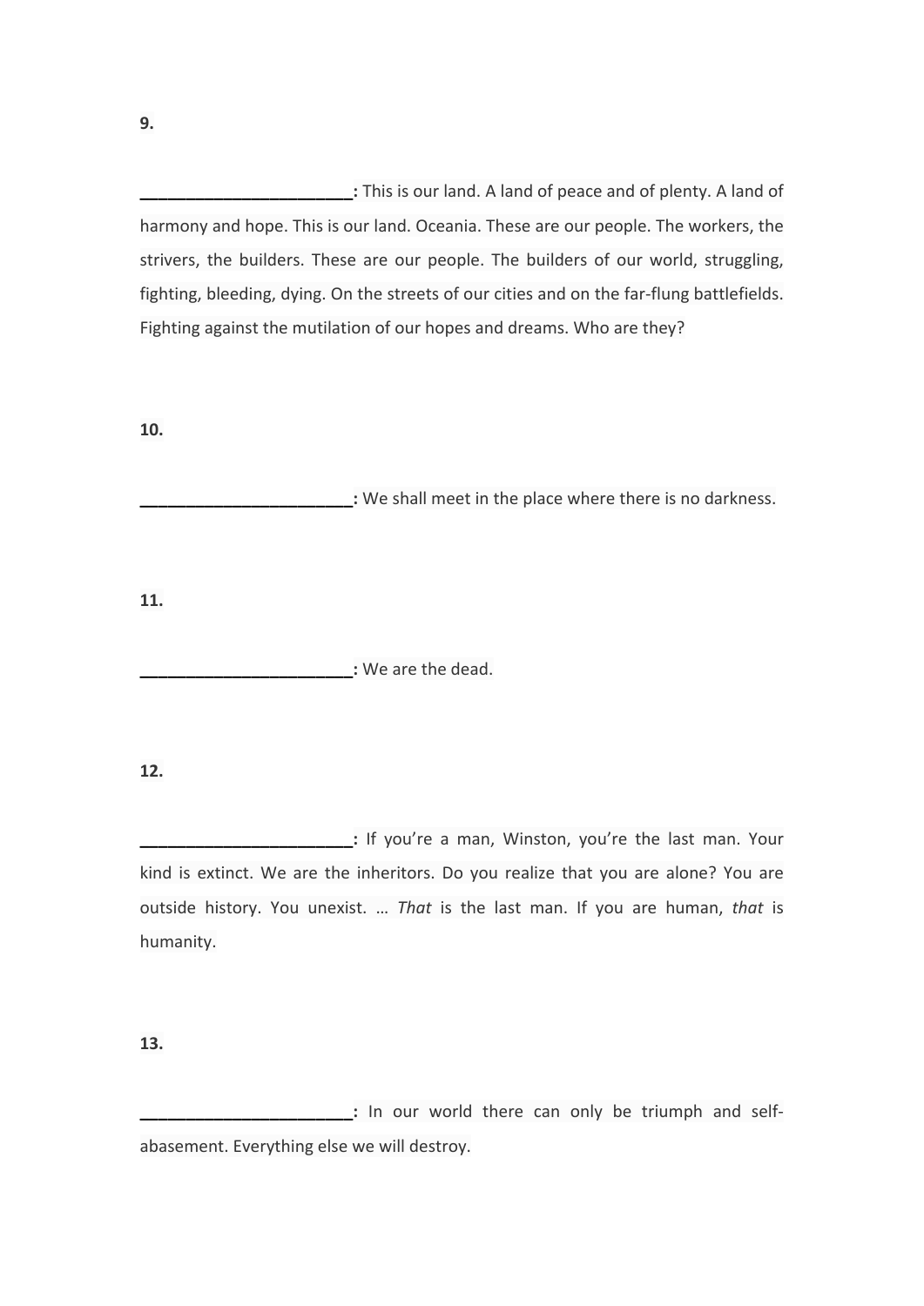**9.**

**_______________________:** This is our land. A land of peace and of plenty. A land of harmony and hope. This is our land. Oceania. These are our people. The workers, the strivers, the builders. These are our people. The builders of our world, struggling, fighting, bleeding, dying. On the streets of our cities and on the far-flung battlefields. Fighting against the mutilation of our hopes and dreams. Who are they?

**10.**

**_______________________:** We shall meet in the place where there is no darkness.

**11.**

**_______________________:** We are the dead.

**12.**

**_______________________:** If you're a man, Winston, you're the last man. Your kind is extinct. We are the inheritors. Do you realize that you are alone? You are outside history. You unexist. … *That* is the last man. If you are human, *that* is humanity.

**13.**

**_______________________:** In our world there can only be triumph and self-abasement. Everything else we will destroy.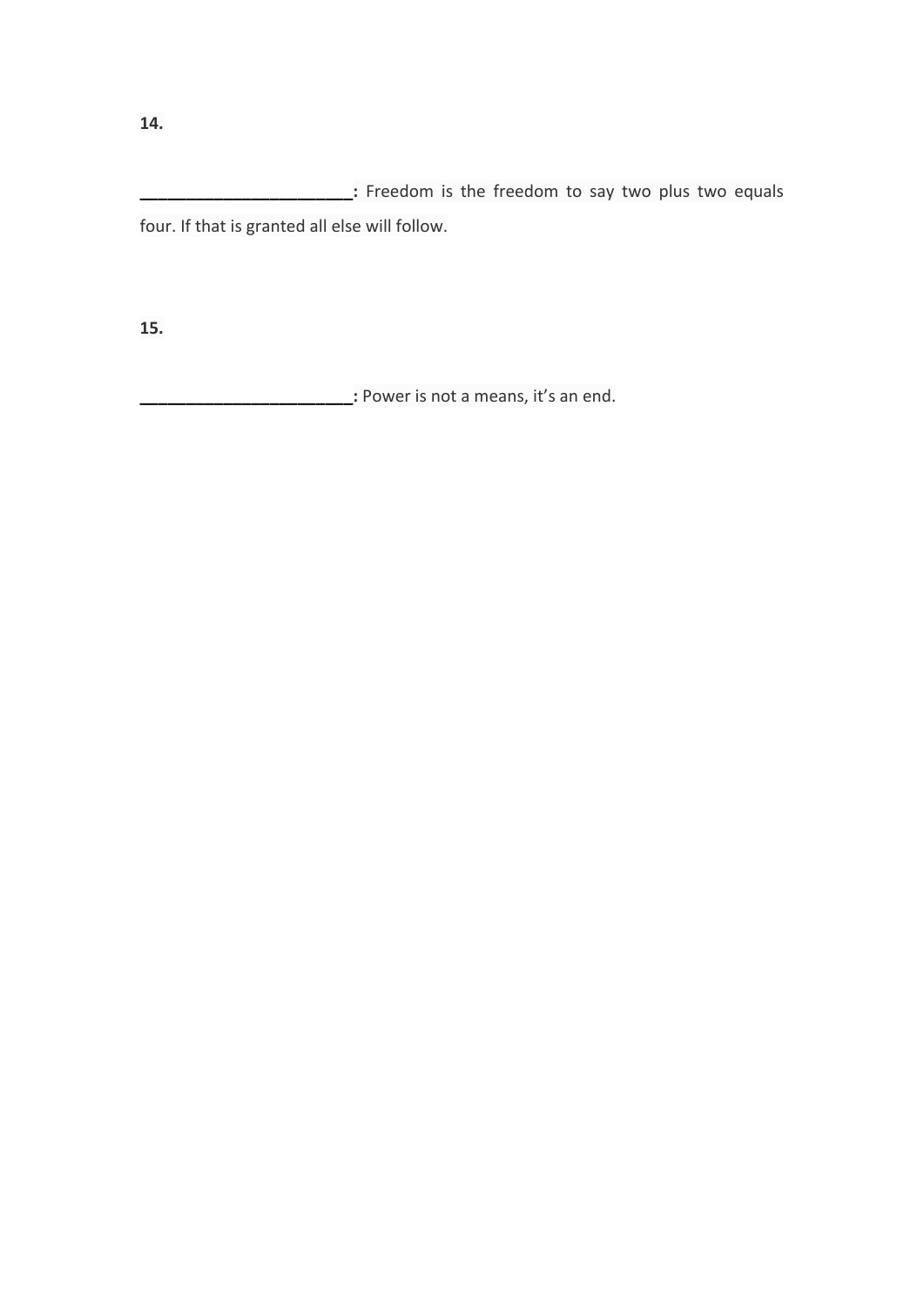**14.**

**______________________:** Freedom is the freedom to say two plus two equals four. If that is granted all else will follow.

**15.**

**______________________:** Power is not a means, it's an end.